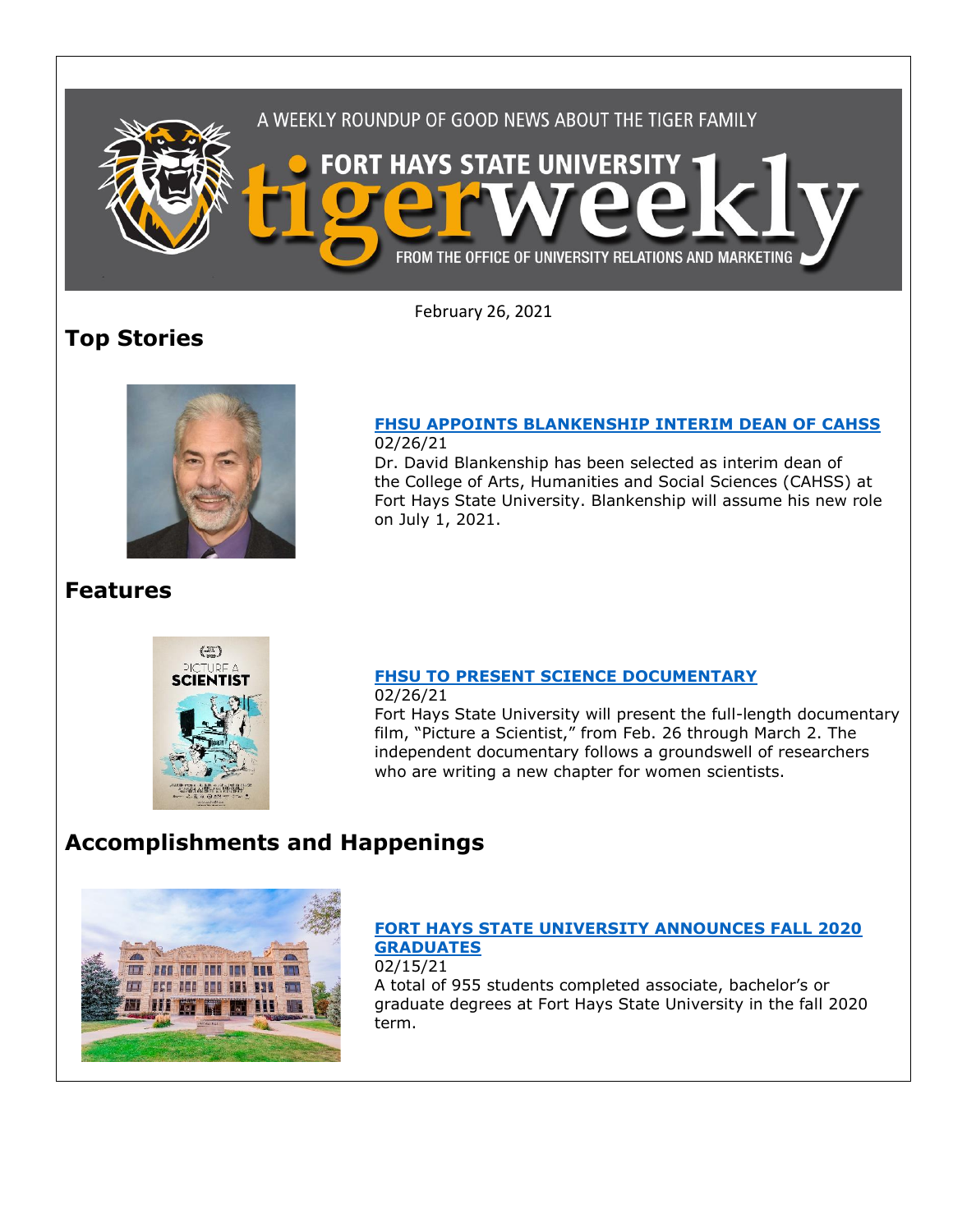A WEEKLY ROUNDUP OF GOOD NEWS ABOUT THE TIGER FAMILY

FORT HAYS STATE UNIVERSITY tigerweekly

FROM THE OFFICE OF UNIVERSITY RELATIONS AND MARKETING

February 26, 2021

## Top Stories

### [FHSU APPOINTS BLANKENSHIP INTERIM DEAN OF CAHSS]

02/26/21

Dr. David Blankenship has been selected as interim dean of the College of Arts, Humanities and Social Sciences (CAHSS) at Fort Hays State University. Blankenship will assume his new role on July 1, 2021.

## Features

### [FHSU TO PRESENT SCIENCE DOCUMENTARY]

02/26/21

Fort Hays State University will present the full-length documentary film, "Picture a Scientist," from Feb. 26 through March 2. The independent documentary follows a groundswell of researchers who are writing a new chapter for women scientists.

## Accomplishments and Happenings

### [FORT HAYS STATE UNIVERSITY ANNOUNCES FALL 2020 GRADUATES]

02/15/21

A total of 955 students completed associate, bachelor's or graduate degrees at Fort Hays State University in the fall 2020 term.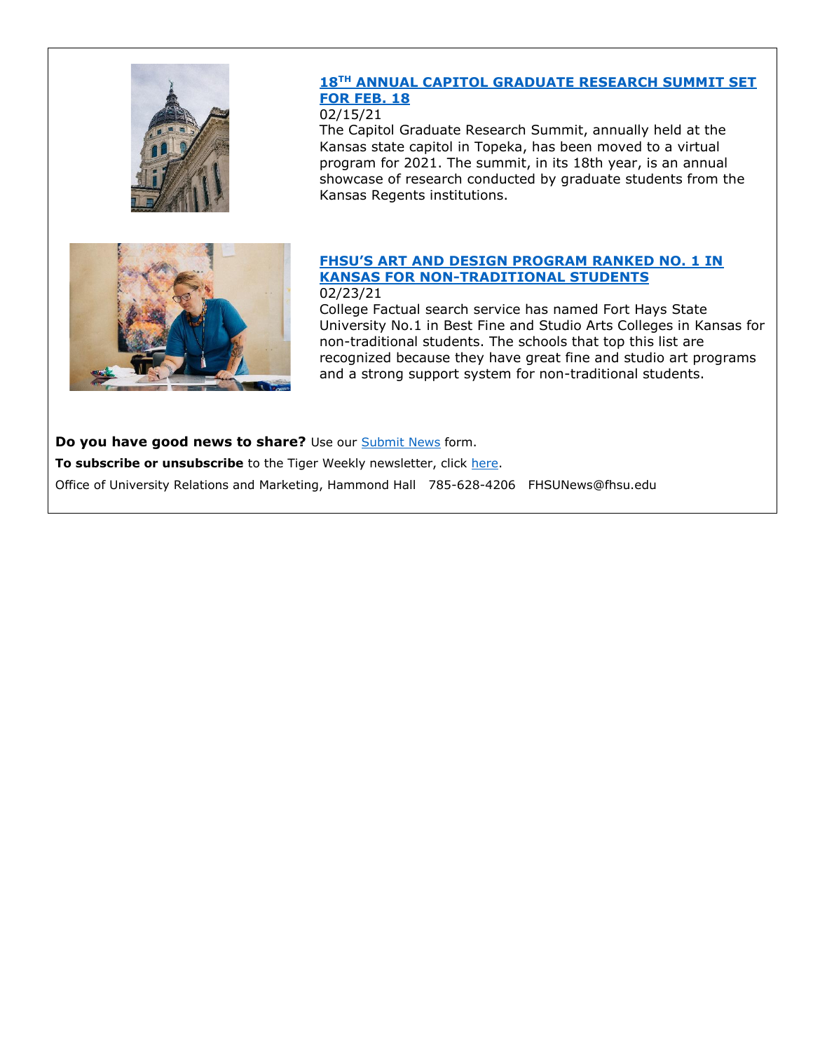### [18TH ANNUAL CAPITOL GRADUATE RESEARCH SUMMIT SET FOR FEB. 18]

02/15/21

The Capitol Graduate Research Summit, annually held at the Kansas state capitol in Topeka, has been moved to a virtual program for 2021. The summit, in its 18th year, is an annual showcase of research conducted by graduate students from the Kansas Regents institutions.

### [FHSU'S ART AND DESIGN PROGRAM RANKED NO. 1 IN KANSAS FOR NON-TRADITIONAL STUDENTS]

02/23/21

College Factual search service has named Fort Hays State University No.1 in Best Fine and Studio Arts Colleges in Kansas for non-traditional students. The schools that top this list are recognized because they have great fine and studio art programs and a strong support system for non-traditional students.

**Do you have good news to share?** Use our Submit News form.

**To subscribe or unsubscribe** to the Tiger Weekly newsletter, click here.

Office of University Relations and Marketing, Hammond Hall   785-628-4206   FHSUNews@fhsu.edu